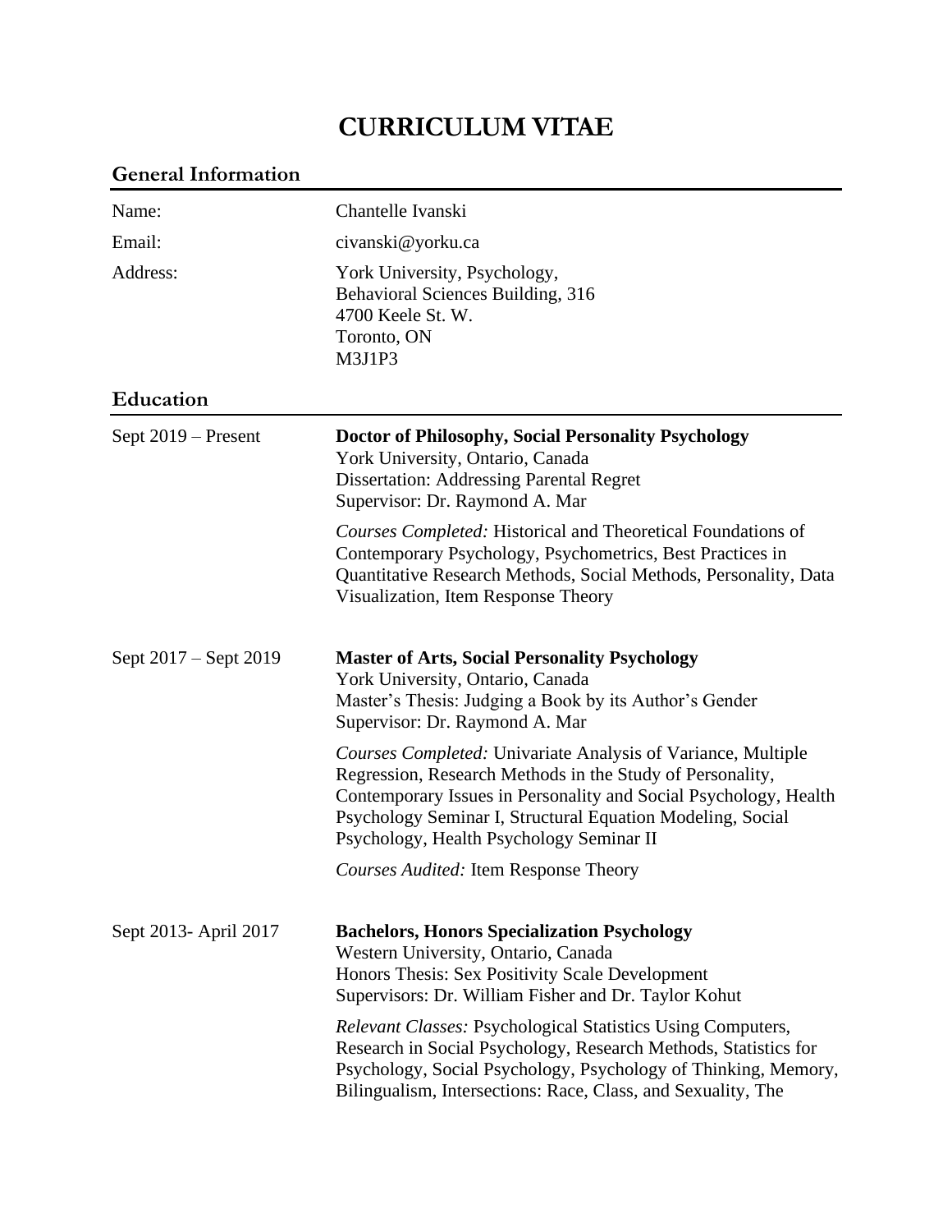# CURRICULUM VITAE

## General Information

| | |
|---|---|
| Name: | Chantelle Ivanski |
| Email: | civanski@yorku.ca |
| Address: | York University, Psychology,<br>Behavioral Sciences Building, 316<br>4700 Keele St. W.<br>Toronto, ON<br>M3J1P3 |

## Education

**Sept 2019 – Present**

**Doctor of Philosophy, Social Personality Psychology**
York University, Ontario, Canada
Dissertation: Addressing Parental Regret
Supervisor: Dr. Raymond A. Mar

*Courses Completed:* Historical and Theoretical Foundations of Contemporary Psychology, Psychometrics, Best Practices in Quantitative Research Methods, Social Methods, Personality, Data Visualization, Item Response Theory

**Sept 2017 – Sept 2019**

**Master of Arts, Social Personality Psychology**
York University, Ontario, Canada
Master's Thesis: Judging a Book by its Author's Gender
Supervisor: Dr. Raymond A. Mar

*Courses Completed:* Univariate Analysis of Variance, Multiple Regression, Research Methods in the Study of Personality, Contemporary Issues in Personality and Social Psychology, Health Psychology Seminar I, Structural Equation Modeling, Social Psychology, Health Psychology Seminar II

*Courses Audited:* Item Response Theory

**Sept 2013- April 2017**

**Bachelors, Honors Specialization Psychology**
Western University, Ontario, Canada
Honors Thesis: Sex Positivity Scale Development
Supervisors: Dr. William Fisher and Dr. Taylor Kohut

*Relevant Classes:* Psychological Statistics Using Computers, Research in Social Psychology, Research Methods, Statistics for Psychology, Social Psychology, Psychology of Thinking, Memory, Bilingualism, Intersections: Race, Class, and Sexuality, The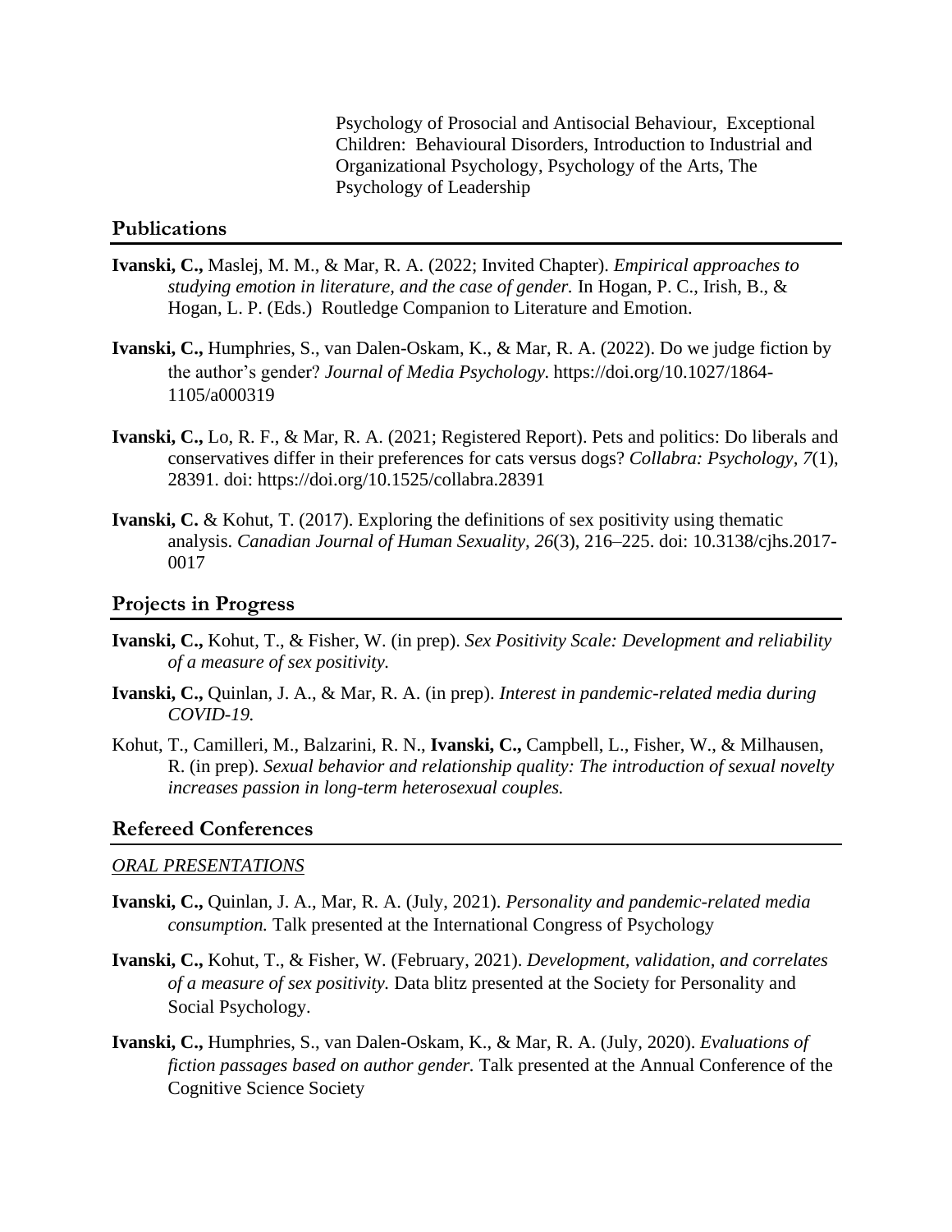Psychology of Prosocial and Antisocial Behaviour, Exceptional Children: Behavioural Disorders, Introduction to Industrial and Organizational Psychology, Psychology of the Arts, The Psychology of Leadership

## Publications

**Ivanski, C.,** Maslej, M. M., & Mar, R. A. (2022; Invited Chapter). *Empirical approaches to studying emotion in literature, and the case of gender.* In Hogan, P. C., Irish, B., & Hogan, L. P. (Eds.) Routledge Companion to Literature and Emotion.

**Ivanski, C.,** Humphries, S., van Dalen-Oskam, K., & Mar, R. A. (2022). Do we judge fiction by the author's gender? *Journal of Media Psychology.* https://doi.org/10.1027/1864-1105/a000319

**Ivanski, C.,** Lo, R. F., & Mar, R. A. (2021; Registered Report). Pets and politics: Do liberals and conservatives differ in their preferences for cats versus dogs? *Collabra: Psychology*, *7*(1), 28391. doi: https://doi.org/10.1525/collabra.28391

**Ivanski, C.** & Kohut, T. (2017). Exploring the definitions of sex positivity using thematic analysis. *Canadian Journal of Human Sexuality, 26*(3), 216–225. doi: 10.3138/cjhs.2017-0017

## Projects in Progress

**Ivanski, C.,** Kohut, T., & Fisher, W. (in prep). *Sex Positivity Scale: Development and reliability of a measure of sex positivity.*

**Ivanski, C.,** Quinlan, J. A., & Mar, R. A. (in prep). *Interest in pandemic-related media during COVID-19.*

Kohut, T., Camilleri, M., Balzarini, R. N., **Ivanski, C.,** Campbell, L., Fisher, W., & Milhausen, R. (in prep). *Sexual behavior and relationship quality: The introduction of sexual novelty increases passion in long-term heterosexual couples.*

## Refereed Conferences

*ORAL PRESENTATIONS*

**Ivanski, C.,** Quinlan, J. A., Mar, R. A. (July, 2021). *Personality and pandemic-related media consumption.* Talk presented at the International Congress of Psychology

**Ivanski, C.,** Kohut, T., & Fisher, W. (February, 2021). *Development, validation, and correlates of a measure of sex positivity.* Data blitz presented at the Society for Personality and Social Psychology.

**Ivanski, C.,** Humphries, S., van Dalen-Oskam, K., & Mar, R. A. (July, 2020). *Evaluations of fiction passages based on author gender.* Talk presented at the Annual Conference of the Cognitive Science Society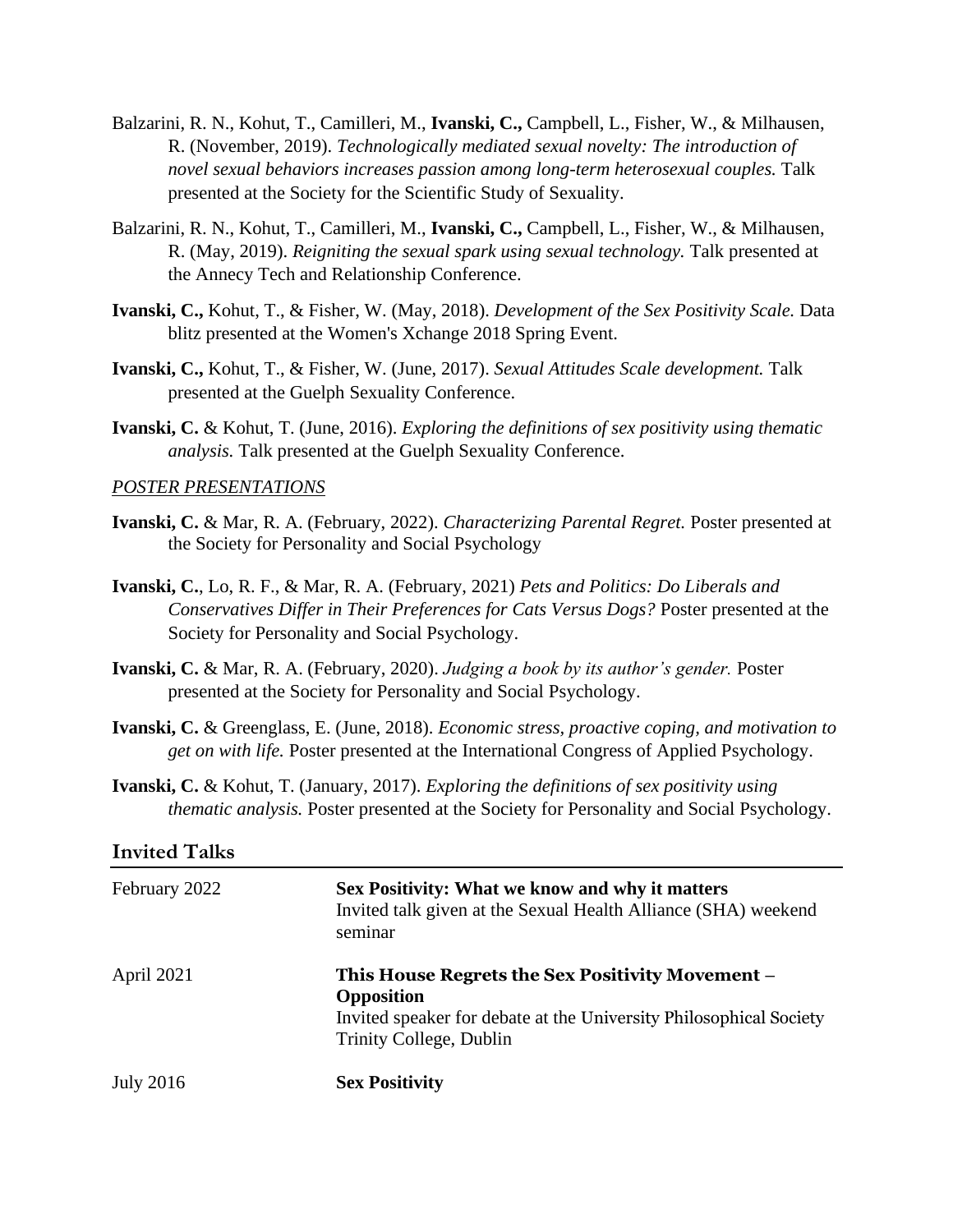Balzarini, R. N., Kohut, T., Camilleri, M., **Ivanski, C.,** Campbell, L., Fisher, W., & Milhausen, R. (November, 2019). *Technologically mediated sexual novelty: The introduction of novel sexual behaviors increases passion among long-term heterosexual couples.* Talk presented at the Society for the Scientific Study of Sexuality.

Balzarini, R. N., Kohut, T., Camilleri, M., **Ivanski, C.,** Campbell, L., Fisher, W., & Milhausen, R. (May, 2019). *Reigniting the sexual spark using sexual technology.* Talk presented at the Annecy Tech and Relationship Conference.

**Ivanski, C.,** Kohut, T., & Fisher, W. (May, 2018). *Development of the Sex Positivity Scale.* Data blitz presented at the Women's Xchange 2018 Spring Event.

**Ivanski, C.,** Kohut, T., & Fisher, W. (June, 2017). *Sexual Attitudes Scale development.* Talk presented at the Guelph Sexuality Conference.

**Ivanski, C.** & Kohut, T. (June, 2016). *Exploring the definitions of sex positivity using thematic analysis.* Talk presented at the Guelph Sexuality Conference.

*POSTER PRESENTATIONS*

**Ivanski, C.** & Mar, R. A. (February, 2022). *Characterizing Parental Regret.* Poster presented at the Society for Personality and Social Psychology

**Ivanski, C.**, Lo, R. F., & Mar, R. A. (February, 2021) *Pets and Politics: Do Liberals and Conservatives Differ in Their Preferences for Cats Versus Dogs?* Poster presented at the Society for Personality and Social Psychology.

**Ivanski, C.** & Mar, R. A. (February, 2020). *Judging a book by its author's gender.* Poster presented at the Society for Personality and Social Psychology.

**Ivanski, C.** & Greenglass, E. (June, 2018). *Economic stress, proactive coping, and motivation to get on with life.* Poster presented at the International Congress of Applied Psychology.

**Ivanski, C.** & Kohut, T. (January, 2017). *Exploring the definitions of sex positivity using thematic analysis.* Poster presented at the Society for Personality and Social Psychology.

## Invited Talks

February 2022 — **Sex Positivity: What we know and why it matters**
Invited talk given at the Sexual Health Alliance (SHA) weekend seminar

April 2021 — **This House Regrets the Sex Positivity Movement – Opposition**
Invited speaker for debate at the University Philosophical Society Trinity College, Dublin

July 2016 — **Sex Positivity**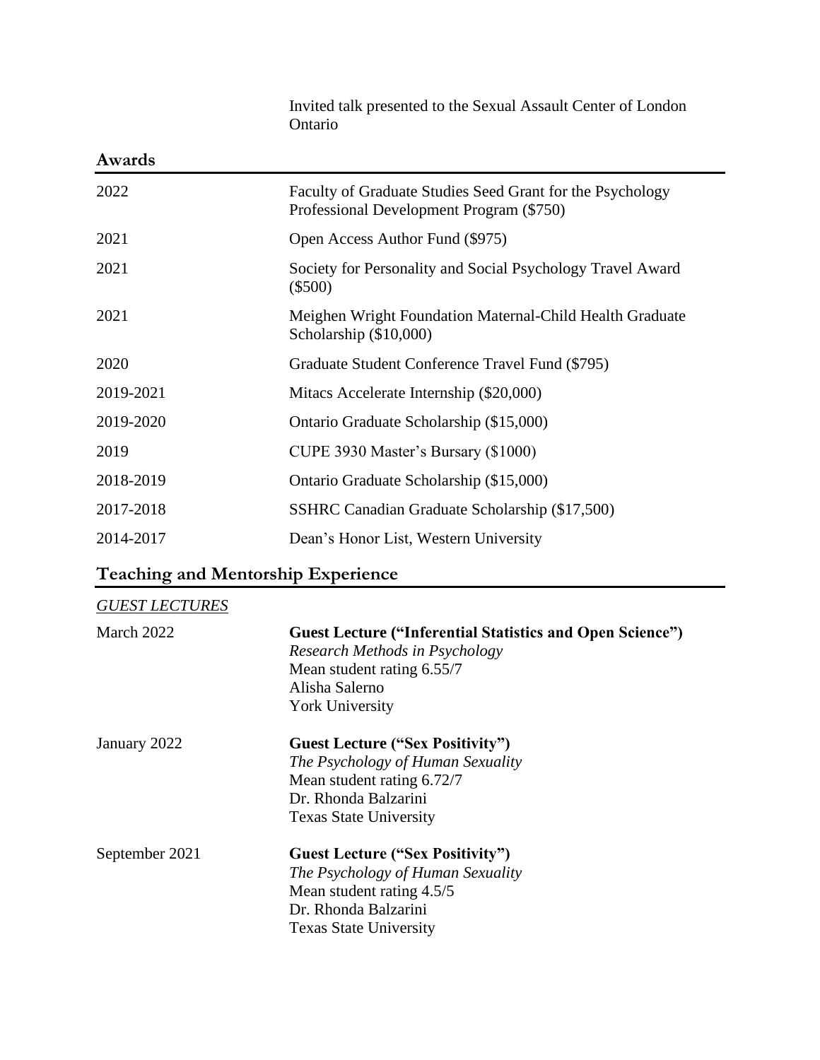Invited talk presented to the Sexual Assault Center of London Ontario

## Awards

| | |
|---|---|
| 2022 | Faculty of Graduate Studies Seed Grant for the Psychology Professional Development Program ($750) |
| 2021 | Open Access Author Fund ($975) |
| 2021 | Society for Personality and Social Psychology Travel Award ($500) |
| 2021 | Meighen Wright Foundation Maternal-Child Health Graduate Scholarship ($10,000) |
| 2020 | Graduate Student Conference Travel Fund ($795) |
| 2019-2021 | Mitacs Accelerate Internship ($20,000) |
| 2019-2020 | Ontario Graduate Scholarship ($15,000) |
| 2019 | CUPE 3930 Master's Bursary ($1000) |
| 2018-2019 | Ontario Graduate Scholarship ($15,000) |
| 2017-2018 | SSHRC Canadian Graduate Scholarship ($17,500) |
| 2014-2017 | Dean's Honor List, Western University |

## Teaching and Mentorship Experience

### GUEST LECTURES

March 2022

**Guest Lecture ("Inferential Statistics and Open Science")**
*Research Methods in Psychology*
Mean student rating 6.55/7
Alisha Salerno
York University

January 2022

**Guest Lecture ("Sex Positivity")**
*The Psychology of Human Sexuality*
Mean student rating 6.72/7
Dr. Rhonda Balzarini
Texas State University

September 2021

**Guest Lecture ("Sex Positivity")**
*The Psychology of Human Sexuality*
Mean student rating 4.5/5
Dr. Rhonda Balzarini
Texas State University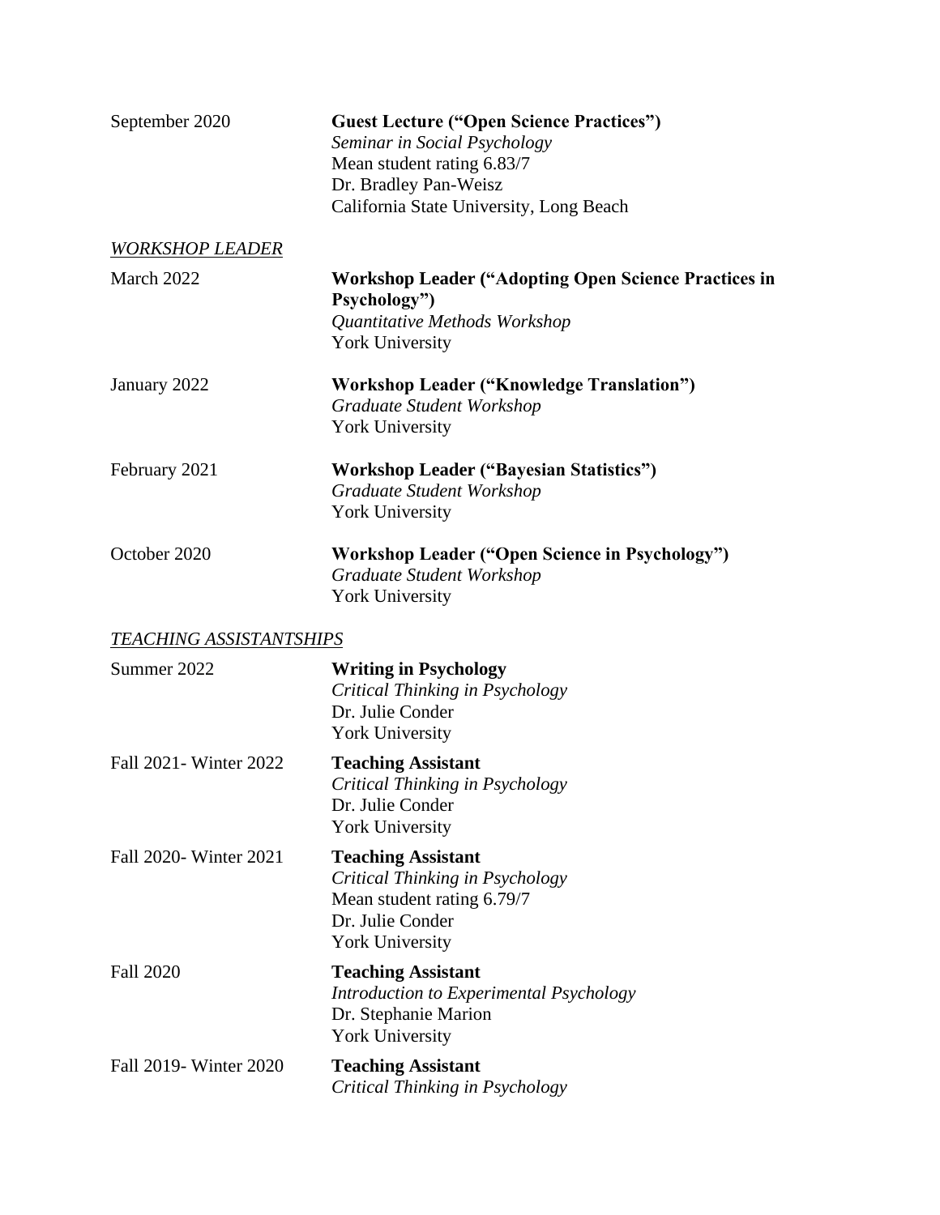September 2020 **Guest Lecture ("Open Science Practices")**
*Seminar in Social Psychology*
Mean student rating 6.83/7
Dr. Bradley Pan-Weisz
California State University, Long Beach

*WORKSHOP LEADER*

March 2022 **Workshop Leader ("Adopting Open Science Practices in Psychology")**
*Quantitative Methods Workshop*
York University

January 2022 **Workshop Leader ("Knowledge Translation")**
*Graduate Student Workshop*
York University

February 2021 **Workshop Leader ("Bayesian Statistics")**
*Graduate Student Workshop*
York University

October 2020 **Workshop Leader ("Open Science in Psychology")**
*Graduate Student Workshop*
York University

*TEACHING ASSISTANTSHIPS*

Summer 2022 **Writing in Psychology**
*Critical Thinking in Psychology*
Dr. Julie Conder
York University

Fall 2021- Winter 2022 **Teaching Assistant**
*Critical Thinking in Psychology*
Dr. Julie Conder
York University

Fall 2020- Winter 2021 **Teaching Assistant**
*Critical Thinking in Psychology*
Mean student rating 6.79/7
Dr. Julie Conder
York University

Fall 2020 **Teaching Assistant**
*Introduction to Experimental Psychology*
Dr. Stephanie Marion
York University

Fall 2019- Winter 2020 **Teaching Assistant**
*Critical Thinking in Psychology*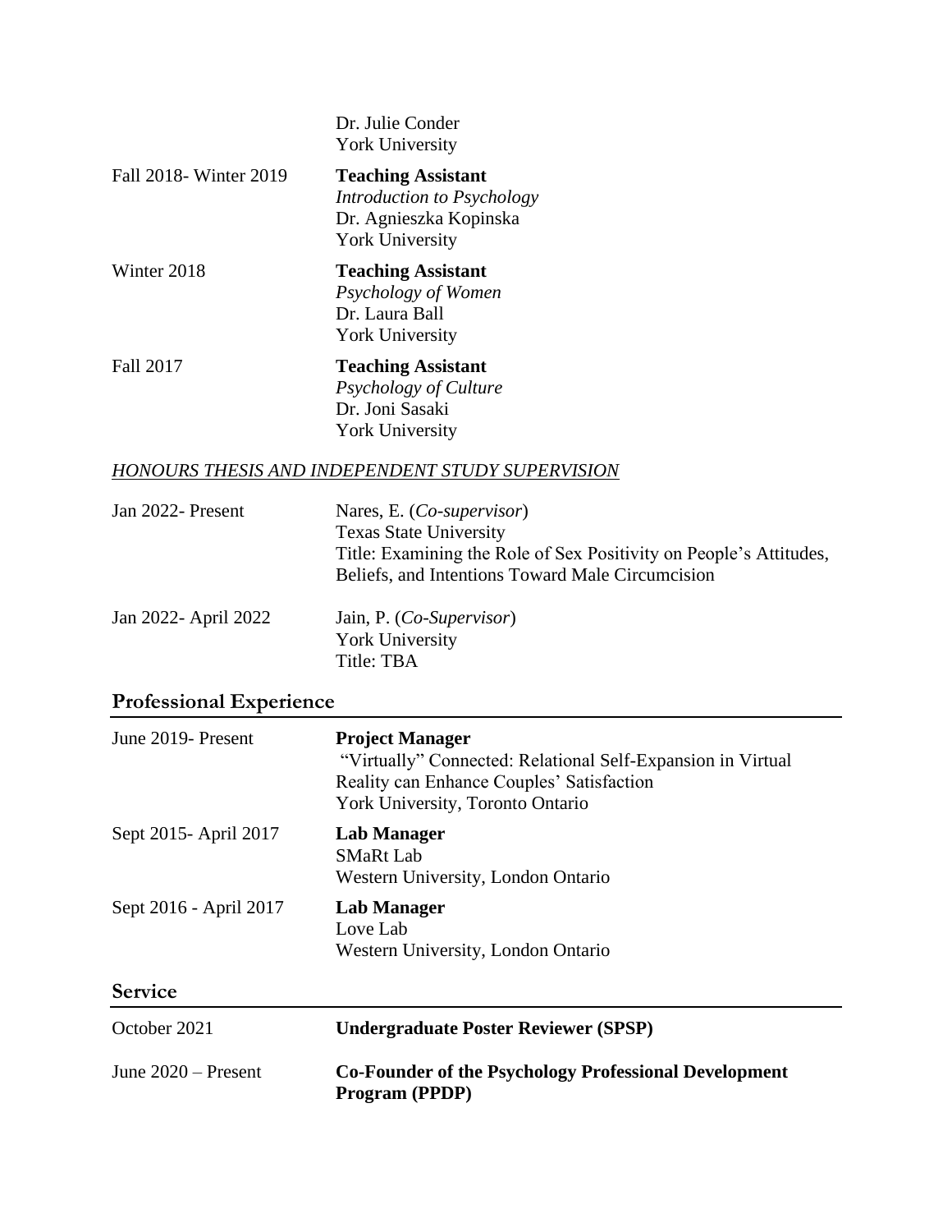Dr. Julie Conder
York University

Fall 2018- Winter 2019 — **Teaching Assistant**
*Introduction to Psychology*
Dr. Agnieszka Kopinska
York University

Winter 2018 — **Teaching Assistant**
*Psychology of Women*
Dr. Laura Ball
York University

Fall 2017 — **Teaching Assistant**
*Psychology of Culture*
Dr. Joni Sasaki
York University

### *HONOURS THESIS AND INDEPENDENT STUDY SUPERVISION*

Jan 2022- Present — Nares, E. (*Co-supervisor*)
Texas State University
Title: Examining the Role of Sex Positivity on People's Attitudes, Beliefs, and Intentions Toward Male Circumcision

Jan 2022- April 2022 — Jain, P. (*Co-Supervisor*)
York University
Title: TBA

## Professional Experience

June 2019- Present — **Project Manager**
"Virtually" Connected: Relational Self-Expansion in Virtual Reality can Enhance Couples' Satisfaction
York University, Toronto Ontario

Sept 2015- April 2017 — **Lab Manager**
SMaRt Lab
Western University, London Ontario

Sept 2016 - April 2017 — **Lab Manager**
Love Lab
Western University, London Ontario

## Service

October 2021 — **Undergraduate Poster Reviewer (SPSP)**

June 2020 – Present — **Co-Founder of the Psychology Professional Development Program (PPDP)**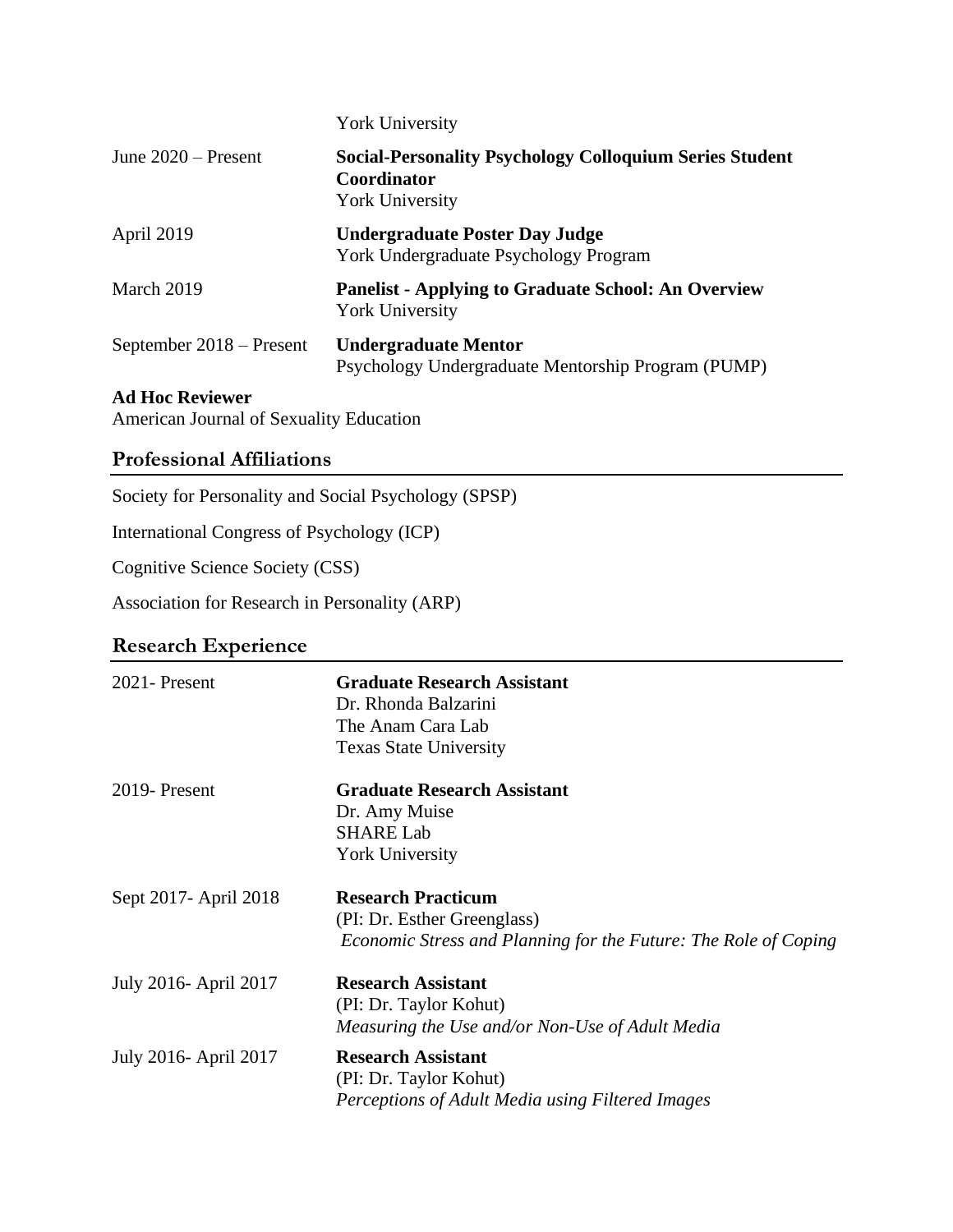York University

June 2020 – Present **Social-Personality Psychology Colloquium Series Student Coordinator**
York University

April 2019 **Undergraduate Poster Day Judge**
York Undergraduate Psychology Program

March 2019 **Panelist - Applying to Graduate School: An Overview**
York University

September 2018 – Present **Undergraduate Mentor**
Psychology Undergraduate Mentorship Program (PUMP)

**Ad Hoc Reviewer**
American Journal of Sexuality Education

## Professional Affiliations

Society for Personality and Social Psychology (SPSP)

International Congress of Psychology (ICP)

Cognitive Science Society (CSS)

Association for Research in Personality (ARP)

## Research Experience

2021- Present **Graduate Research Assistant**
Dr. Rhonda Balzarini
The Anam Cara Lab
Texas State University

2019- Present **Graduate Research Assistant**
Dr. Amy Muise
SHARE Lab
York University

Sept 2017- April 2018 **Research Practicum**
(PI: Dr. Esther Greenglass)
*Economic Stress and Planning for the Future: The Role of Coping*

July 2016- April 2017 **Research Assistant**
(PI: Dr. Taylor Kohut)
*Measuring the Use and/or Non-Use of Adult Media*

July 2016- April 2017 **Research Assistant**
(PI: Dr. Taylor Kohut)
*Perceptions of Adult Media using Filtered Images*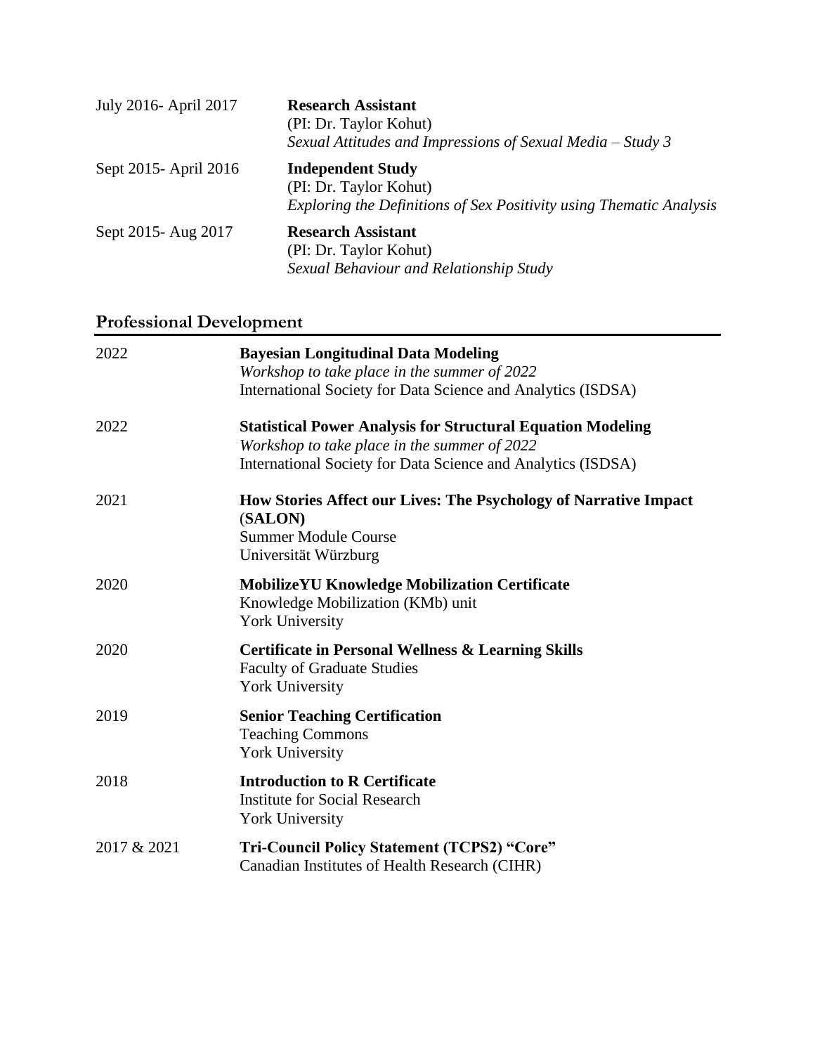July 2016- April 2017 **Research Assistant**
(PI: Dr. Taylor Kohut)
*Sexual Attitudes and Impressions of Sexual Media – Study 3*

Sept 2015- April 2016 **Independent Study**
(PI: Dr. Taylor Kohut)
*Exploring the Definitions of Sex Positivity using Thematic Analysis*

Sept 2015- Aug 2017 **Research Assistant**
(PI: Dr. Taylor Kohut)
*Sexual Behaviour and Relationship Study*

## Professional Development

2022 **Bayesian Longitudinal Data Modeling**
*Workshop to take place in the summer of 2022*
International Society for Data Science and Analytics (ISDSA)

2022 **Statistical Power Analysis for Structural Equation Modeling**
*Workshop to take place in the summer of 2022*
International Society for Data Science and Analytics (ISDSA)

2021 **How Stories Affect our Lives: The Psychology of Narrative Impact (SALON)**
Summer Module Course
Universität Würzburg

2020 **MobilizeYU Knowledge Mobilization Certificate**
Knowledge Mobilization (KMb) unit
York University

2020 **Certificate in Personal Wellness & Learning Skills**
Faculty of Graduate Studies
York University

2019 **Senior Teaching Certification**
Teaching Commons
York University

2018 **Introduction to R Certificate**
Institute for Social Research
York University

2017 & 2021 **Tri-Council Policy Statement (TCPS2) "Core"**
Canadian Institutes of Health Research (CIHR)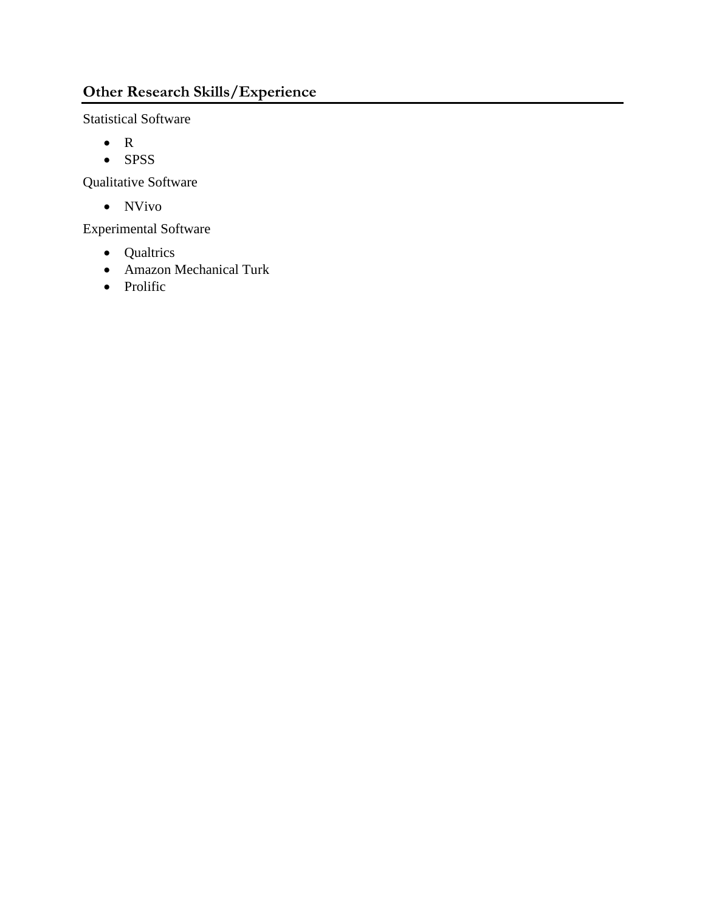## Other Research Skills/Experience

Statistical Software

- R
- SPSS

Qualitative Software

- NVivo

Experimental Software

- Qualtrics
- Amazon Mechanical Turk
- Prolific